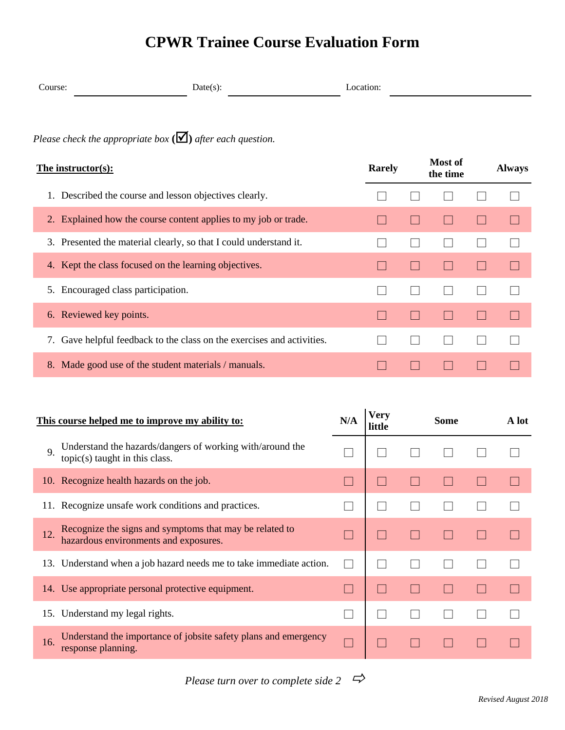# CPWR Trainee Course Evaluation Form

Course: ____________________ Date(s): ____________________ Location: ____________________

*Please check the appropriate box (☑) after each question.*

| **The instructor(s):** | **Rarely** | | **Most of the time** | | **Always** |
|---|---|---|---|---|---|
| 1. Described the course and lesson objectives clearly. | ☐ | ☐ | ☐ | ☐ | ☐ |
| 2. Explained how the course content applies to my job or trade. | ☐ | ☐ | ☐ | ☐ | ☐ |
| 3. Presented the material clearly, so that I could understand it. | ☐ | ☐ | ☐ | ☐ | ☐ |
| 4. Kept the class focused on the learning objectives. | ☐ | ☐ | ☐ | ☐ | ☐ |
| 5. Encouraged class participation. | ☐ | ☐ | ☐ | ☐ | ☐ |
| 6. Reviewed key points. | ☐ | ☐ | ☐ | ☐ | ☐ |
| 7. Gave helpful feedback to the class on the exercises and activities. | ☐ | ☐ | ☐ | ☐ | ☐ |
| 8. Made good use of the student materials / manuals. | ☐ | ☐ | ☐ | ☐ | ☐ |

| **This course helped me to improve my ability to:** | **N/A** | **Very little** | | **Some** | | **A lot** |
|---|---|---|---|---|---|---|
| 9. Understand the hazards/dangers of working with/around the topic(s) taught in this class. | ☐ | ☐ | ☐ | ☐ | ☐ | ☐ |
| 10. Recognize health hazards on the job. | ☐ | ☐ | ☐ | ☐ | ☐ | ☐ |
| 11. Recognize unsafe work conditions and practices. | ☐ | ☐ | ☐ | ☐ | ☐ | ☐ |
| 12. Recognize the signs and symptoms that may be related to hazardous environments and exposures. | ☐ | ☐ | ☐ | ☐ | ☐ | ☐ |
| 13. Understand when a job hazard needs me to take immediate action. | ☐ | ☐ | ☐ | ☐ | ☐ | ☐ |
| 14. Use appropriate personal protective equipment. | ☐ | ☐ | ☐ | ☐ | ☐ | ☐ |
| 15. Understand my legal rights. | ☐ | ☐ | ☐ | ☐ | ☐ | ☐ |
| 16. Understand the importance of jobsite safety plans and emergency response planning. | ☐ | ☐ | ☐ | ☐ | ☐ | ☐ |

*Please turn over to complete side 2* ⇨

*Revised August 2018*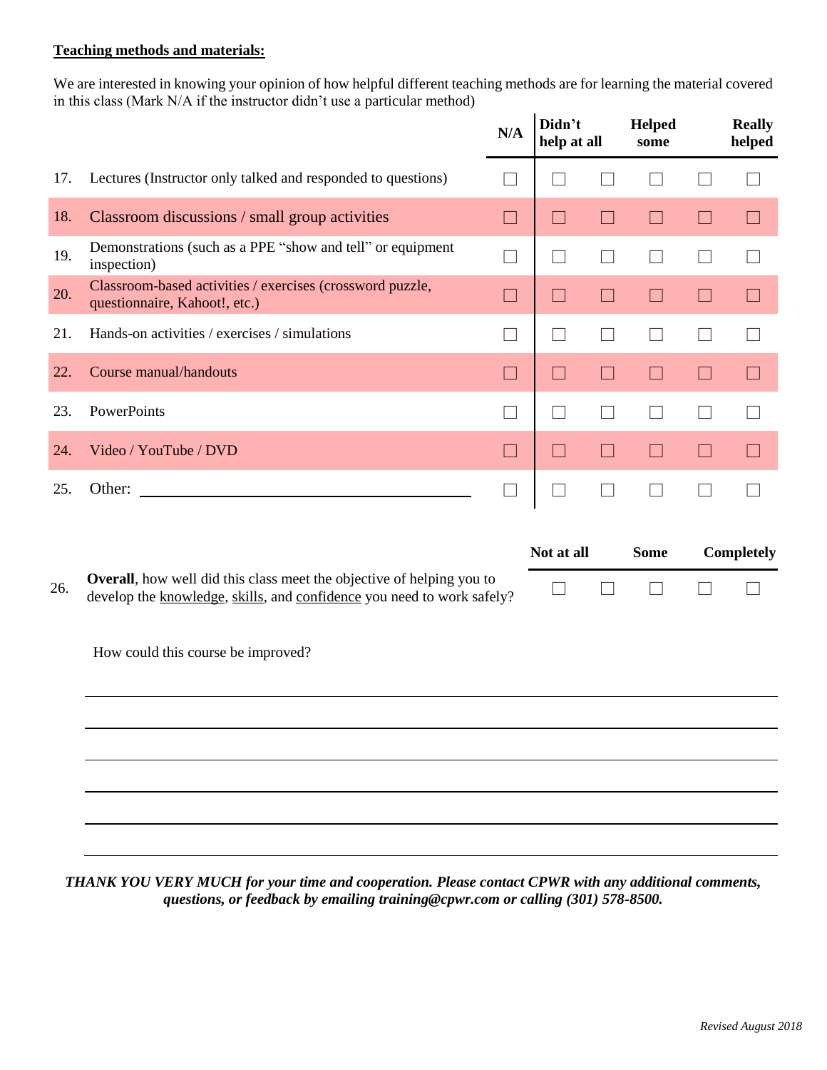**Teaching methods and materials:**

We are interested in knowing your opinion of how helpful different teaching methods are for learning the material covered in this class (Mark N/A if the instructor didn't use a particular method)

| | | N/A | Didn't help at all | | Helped some | | Really helped |
|---|---|---|---|---|---|---|---|
| 17. | Lectures (Instructor only talked and responded to questions) | ☐ | ☐ | ☐ | ☐ | ☐ | ☐ |
| 18. | Classroom discussions / small group activities | ☐ | ☐ | ☐ | ☐ | ☐ | ☐ |
| 19. | Demonstrations (such as a PPE "show and tell" or equipment inspection) | ☐ | ☐ | ☐ | ☐ | ☐ | ☐ |
| 20. | Classroom-based activities / exercises (crossword puzzle, questionnaire, Kahoot!, etc.) | ☐ | ☐ | ☐ | ☐ | ☐ | ☐ |
| 21. | Hands-on activities / exercises / simulations | ☐ | ☐ | ☐ | ☐ | ☐ | ☐ |
| 22. | Course manual/handouts | ☐ | ☐ | ☐ | ☐ | ☐ | ☐ |
| 23. | PowerPoints | ☐ | ☐ | ☐ | ☐ | ☐ | ☐ |
| 24. | Video / YouTube / DVD | ☐ | ☐ | ☐ | ☐ | ☐ | ☐ |
| 25. | Other: ______________________ | ☐ | ☐ | ☐ | ☐ | ☐ | ☐ |

| | | Not at all | | Some | | Completely |
|---|---|---|---|---|---|---|
| 26. | **Overall**, how well did this class meet the objective of helping you to develop the knowledge, skills, and confidence you need to work safely? | ☐ | ☐ | ☐ | ☐ | ☐ |

How could this course be improved?

______________________________________________________________________

______________________________________________________________________

______________________________________________________________________

______________________________________________________________________

______________________________________________________________________

______________________________________________________________________

***THANK YOU VERY MUCH for your time and cooperation. Please contact CPWR with any additional comments, questions, or feedback by emailing training@cpwr.com or calling (301) 578-8500.***

*Revised August 2018*